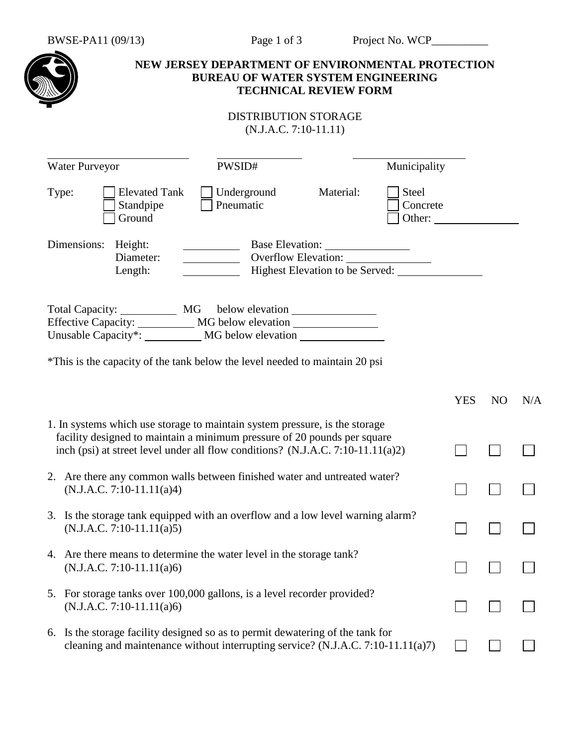BWSE-PA11 (09/13) Project No. WCP__________

**NEW JERSEY DEPARTMENT OF ENVIRONMENTAL PROTECTION**
**BUREAU OF WATER SYSTEM ENGINEERING**
**TECHNICAL REVIEW FORM**

DISTRIBUTION STORAGE
(N.J.A.C. 7:10-11.11)

Water Purveyor ____________________ PWSID# ____________ Municipality ________________

Type: ☐ Elevated Tank ☐ Standpipe ☐ Ground ☐ Underground ☐ Pneumatic

Material: ☐ Steel ☐ Concrete ☐ Other: ____________

Dimensions:
Height: ________ Base Elevation: ____________
Diameter: ________ Overflow Elevation: ____________
Length: ________ Highest Elevation to be Served: ____________

Total Capacity: ________ MG below elevation ____________
Effective Capacity: ________ MG below elevation ____________
Unusable Capacity*: ________ MG below elevation ____________

*This is the capacity of the tank below the level needed to maintain 20 psi

| | YES | NO | N/A |
|---|---|---|---|
| 1. In systems which use storage to maintain system pressure, is the storage facility designed to maintain a minimum pressure of 20 pounds per square inch (psi) at street level under all flow conditions? (N.J.A.C. 7:10-11.11(a)2) | ☐ | ☐ | ☐ |
| 2. Are there any common walls between finished water and untreated water? (N.J.A.C. 7:10-11.11(a)4) | ☐ | ☐ | ☐ |
| 3. Is the storage tank equipped with an overflow and a low level warning alarm? (N.J.A.C. 7:10-11.11(a)5) | ☐ | ☐ | ☐ |
| 4. Are there means to determine the water level in the storage tank? (N.J.A.C. 7:10-11.11(a)6) | ☐ | ☐ | ☐ |
| 5. For storage tanks over 100,000 gallons, is a level recorder provided? (N.J.A.C. 7:10-11.11(a)6) | ☐ | ☐ | ☐ |
| 6. Is the storage facility designed so as to permit dewatering of the tank for cleaning and maintenance without interrupting service? (N.J.A.C. 7:10-11.11(a)7) | ☐ | ☐ | ☐ |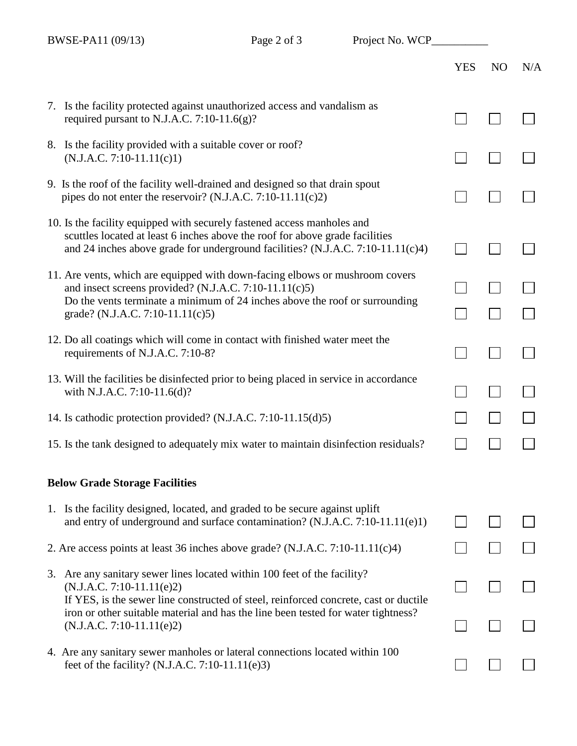| | YES | NO | N/A |
|---|---|---|---|
| 7. Is the facility protected against unauthorized access and vandalism as required pursuant to N.J.A.C. 7:10-11.6(g)? | ☐ | ☐ | ☐ |
| 8. Is the facility provided with a suitable cover or roof? (N.J.A.C. 7:10-11.11(c)1) | ☐ | ☐ | ☐ |
| 9. Is the roof of the facility well-drained and designed so that drain spout pipes do not enter the reservoir? (N.J.A.C. 7:10-11.11(c)2) | ☐ | ☐ | ☐ |
| 10. Is the facility equipped with securely fastened access manholes and scuttles located at least 6 inches above the roof for above grade facilities and 24 inches above grade for underground facilities? (N.J.A.C. 7:10-11.11(c)4) | ☐ | ☐ | ☐ |
| 11. Are vents, which are equipped with down-facing elbows or mushroom covers and insect screens provided? (N.J.A.C. 7:10-11.11(c)5) | ☐ | ☐ | ☐ |
| Do the vents terminate a minimum of 24 inches above the roof or surrounding grade? (N.J.A.C. 7:10-11.11(c)5) | ☐ | ☐ | ☐ |
| 12. Do all coatings which will come in contact with finished water meet the requirements of N.J.A.C. 7:10-8? | ☐ | ☐ | ☐ |
| 13. Will the facilities be disinfected prior to being placed in service in accordance with N.J.A.C. 7:10-11.6(d)? | ☐ | ☐ | ☐ |
| 14. Is cathodic protection provided? (N.J.A.C. 7:10-11.15(d)5) | ☐ | ☐ | ☐ |
| 15. Is the tank designed to adequately mix water to maintain disinfection residuals? | ☐ | ☐ | ☐ |

**Below Grade Storage Facilities**

| | YES | NO | N/A |
|---|---|---|---|
| 1. Is the facility designed, located, and graded to be secure against uplift and entry of underground and surface contamination? (N.J.A.C. 7:10-11.11(e)1) | ☐ | ☐ | ☐ |
| 2. Are access points at least 36 inches above grade? (N.J.A.C. 7:10-11.11(c)4) | ☐ | ☐ | ☐ |
| 3. Are any sanitary sewer lines located within 100 feet of the facility? (N.J.A.C. 7:10-11.11(e)2) | ☐ | ☐ | ☐ |
| If YES, is the sewer line constructed of steel, reinforced concrete, cast or ductile iron or other suitable material and has the line been tested for water tightness? (N.J.A.C. 7:10-11.11(e)2) | ☐ | ☐ | ☐ |
| 4. Are any sanitary sewer manholes or lateral connections located within 100 feet of the facility? (N.J.A.C. 7:10-11.11(e)3) | ☐ | ☐ | ☐ |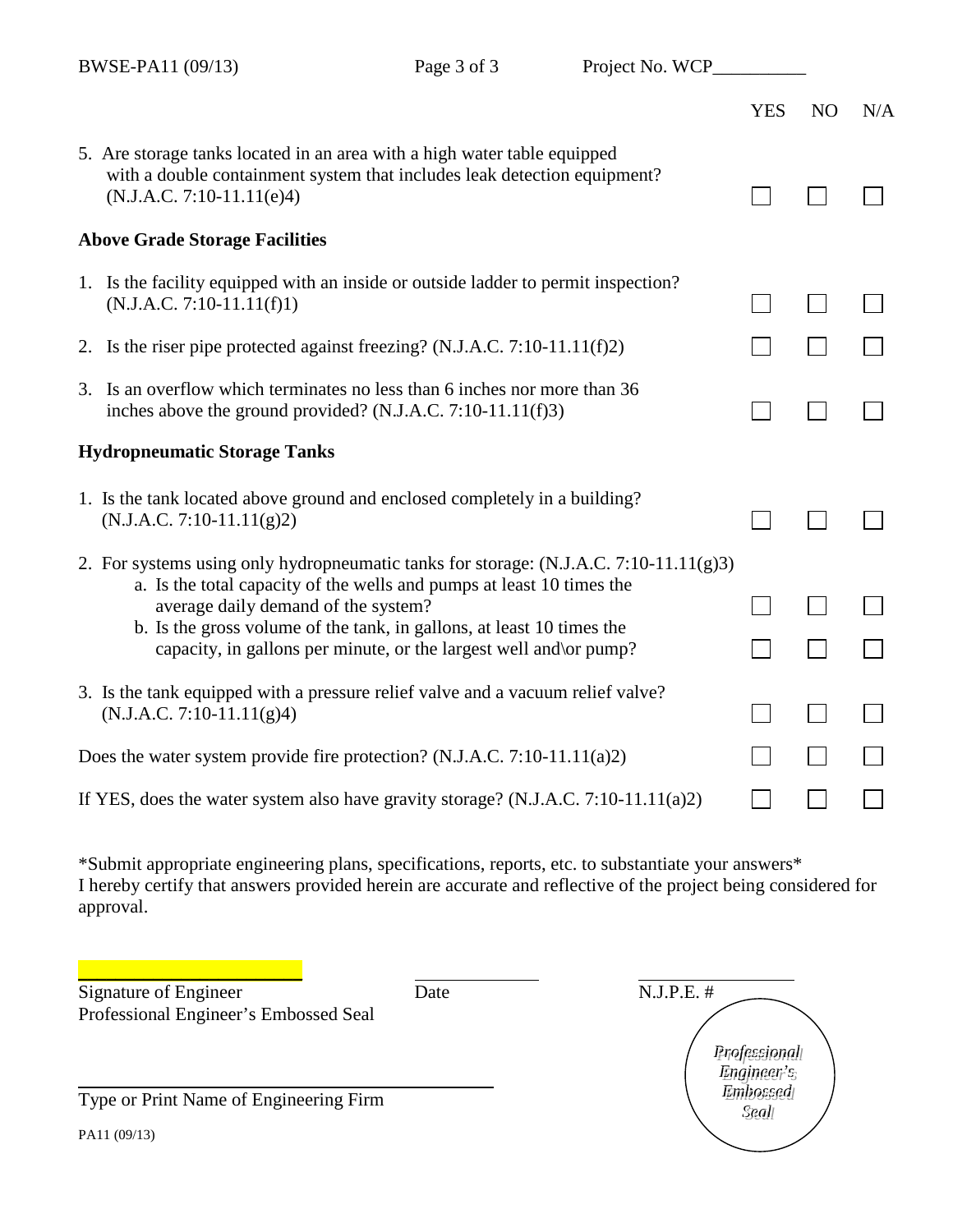| | YES | NO | N/A |
|---|---|---|---|
| 5. Are storage tanks located in an area with a high water table equipped with a double containment system that includes leak detection equipment? (N.J.A.C. 7:10-11.11(e)4) | ☐ | ☐ | ☐ |
| **Above Grade Storage Facilities** | | | |
| 1. Is the facility equipped with an inside or outside ladder to permit inspection? (N.J.A.C. 7:10-11.11(f)1) | ☐ | ☐ | ☐ |
| 2. Is the riser pipe protected against freezing? (N.J.A.C. 7:10-11.11(f)2) | ☐ | ☐ | ☐ |
| 3. Is an overflow which terminates no less than 6 inches nor more than 36 inches above the ground provided? (N.J.A.C. 7:10-11.11(f)3) | ☐ | ☐ | ☐ |
| **Hydropneumatic Storage Tanks** | | | |
| 1. Is the tank located above ground and enclosed completely in a building? (N.J.A.C. 7:10-11.11(g)2) | ☐ | ☐ | ☐ |
| 2. For systems using only hydropneumatic tanks for storage: (N.J.A.C. 7:10-11.11(g)3) | | | |
| a. Is the total capacity of the wells and pumps at least 10 times the average daily demand of the system? | ☐ | ☐ | ☐ |
| b. Is the gross volume of the tank, in gallons, at least 10 times the capacity, in gallons per minute, or the largest well and\or pump? | ☐ | ☐ | ☐ |
| 3. Is the tank equipped with a pressure relief valve and a vacuum relief valve? (N.J.A.C. 7:10-11.11(g)4) | ☐ | ☐ | ☐ |
| Does the water system provide fire protection? (N.J.A.C. 7:10-11.11(a)2) | ☐ | ☐ | ☐ |
| If YES, does the water system also have gravity storage? (N.J.A.C. 7:10-11.11(a)2) | ☐ | ☐ | ☐ |

*Submit appropriate engineering plans, specifications, reports, etc. to substantiate your answers*
I hereby certify that answers provided herein are accurate and reflective of the project being considered for approval.

______________________ ______________ ________________

Signature of Engineer Date N.J.P.E. #

Professional Engineer's Embossed Seal

________________________________________

Type or Print Name of Engineering Firm

Professional Engineer's Embossed Seal

PA11 (09/13)